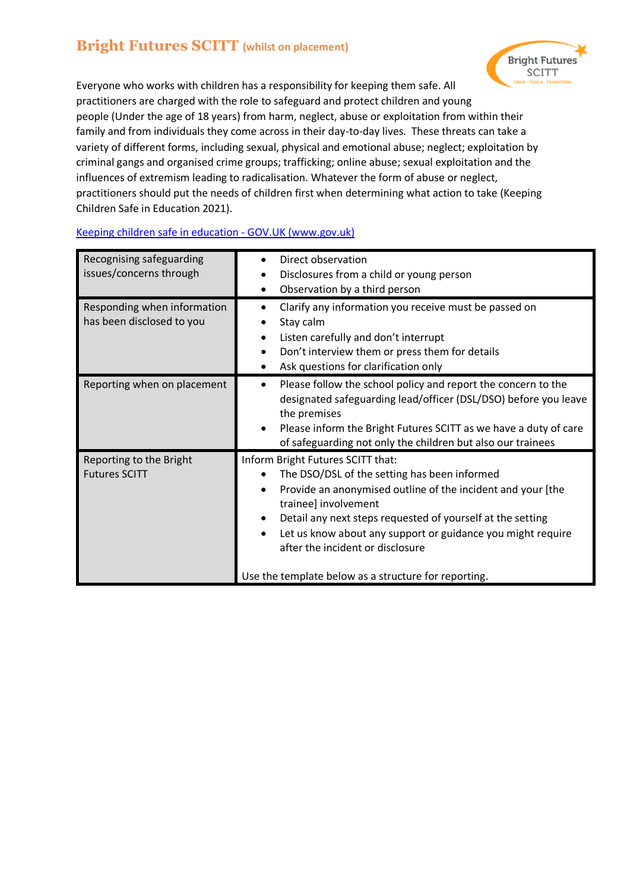# Bright Futures SCITT (whilst on placement)

Everyone who works with children has a responsibility for keeping them safe. All practitioners are charged with the role to safeguard and protect children and young people (Under the age of 18 years) from harm, neglect, abuse or exploitation from within their family and from individuals they come across in their day-to-day lives. These threats can take a variety of different forms, including sexual, physical and emotional abuse; neglect; exploitation by criminal gangs and organised crime groups; trafficking; online abuse; sexual exploitation and the influences of extremism leading to radicalisation. Whatever the form of abuse or neglect, practitioners should put the needs of children first when determining what action to take (Keeping Children Safe in Education 2021).

[Keeping children safe in education - GOV.UK (www.gov.uk)](https://www.gov.uk)

| | |
|---|---|
| Recognising safeguarding issues/concerns through | • Direct observation<br>• Disclosures from a child or young person<br>• Observation by a third person |
| Responding when information has been disclosed to you | • Clarify any information you receive must be passed on<br>• Stay calm<br>• Listen carefully and don't interrupt<br>• Don't interview them or press them for details<br>• Ask questions for clarification only |
| Reporting when on placement | • Please follow the school policy and report the concern to the designated safeguarding lead/officer (DSL/DSO) before you leave the premises<br>• Please inform the Bright Futures SCITT as we have a duty of care of safeguarding not only the children but also our trainees |
| Reporting to the Bright Futures SCITT | Inform Bright Futures SCITT that:<br>• The DSO/DSL of the setting has been informed<br>• Provide an anonymised outline of the incident and your [the trainee] involvement<br>• Detail any next steps requested of yourself at the setting<br>• Let us know about any support or guidance you might require after the incident or disclosure<br><br>Use the template below as a structure for reporting. |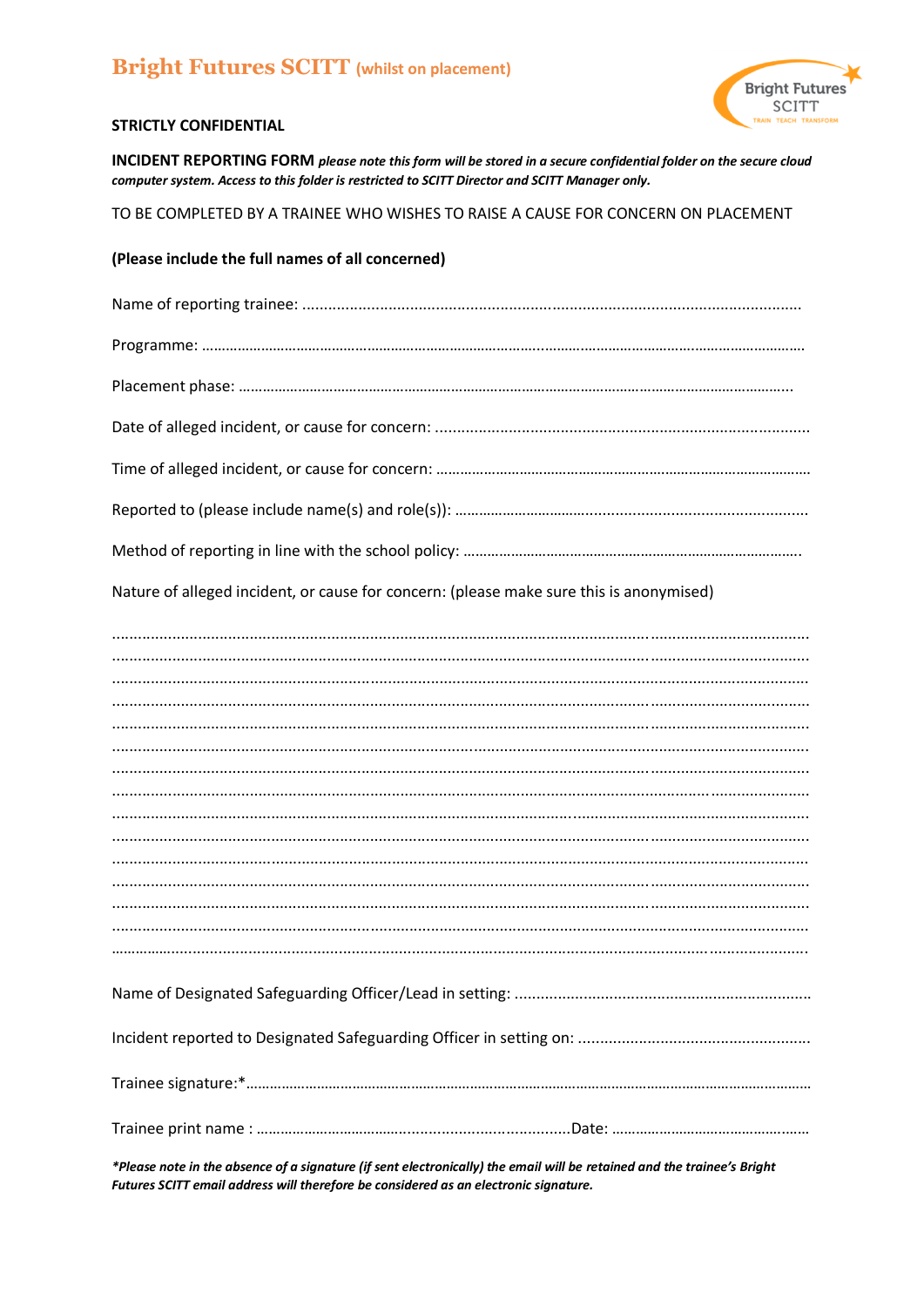# Bright Futures SCITT (whilst on placement)

**STRICTLY CONFIDENTIAL**

**INCIDENT REPORTING FORM** ***please note this form will be stored in a secure confidential folder on the secure cloud computer system. Access to this folder is restricted to SCITT Director and SCITT Manager only.***

TO BE COMPLETED BY A TRAINEE WHO WISHES TO RAISE A CAUSE FOR CONCERN ON PLACEMENT

**(Please include the full names of all concerned)**

Name of reporting trainee: ..................................................................................................................

Programme: ..................................................................................................................

Placement phase: ..................................................................................................................

Date of alleged incident, or cause for concern: ..................................................................................

Time of alleged incident, or cause for concern: ..................................................................................

Reported to (please include name(s) and role(s)): ..................................................................................

Method of reporting in line with the school policy: ..................................................................................

Nature of alleged incident, or cause for concern: (please make sure this is anonymised)

..................................................................................................................
..................................................................................................................
..................................................................................................................
..................................................................................................................
..................................................................................................................
..................................................................................................................
..................................................................................................................
..................................................................................................................
..................................................................................................................
..................................................................................................................
..................................................................................................................
..................................................................................................................
..................................................................................................................
..................................................................................................................
..................................................................................................................

Name of Designated Safeguarding Officer/Lead in setting: ..................................................................

Incident reported to Designated Safeguarding Officer in setting on: ......................................................

Trainee signature:*..................................................................................................................

Trainee print name : ..........................................................................Date: ..............................................

***Please note in the absence of a signature (if sent electronically) the email will be retained and the trainee's Bright Futures SCITT email address will therefore be considered as an electronic signature.***